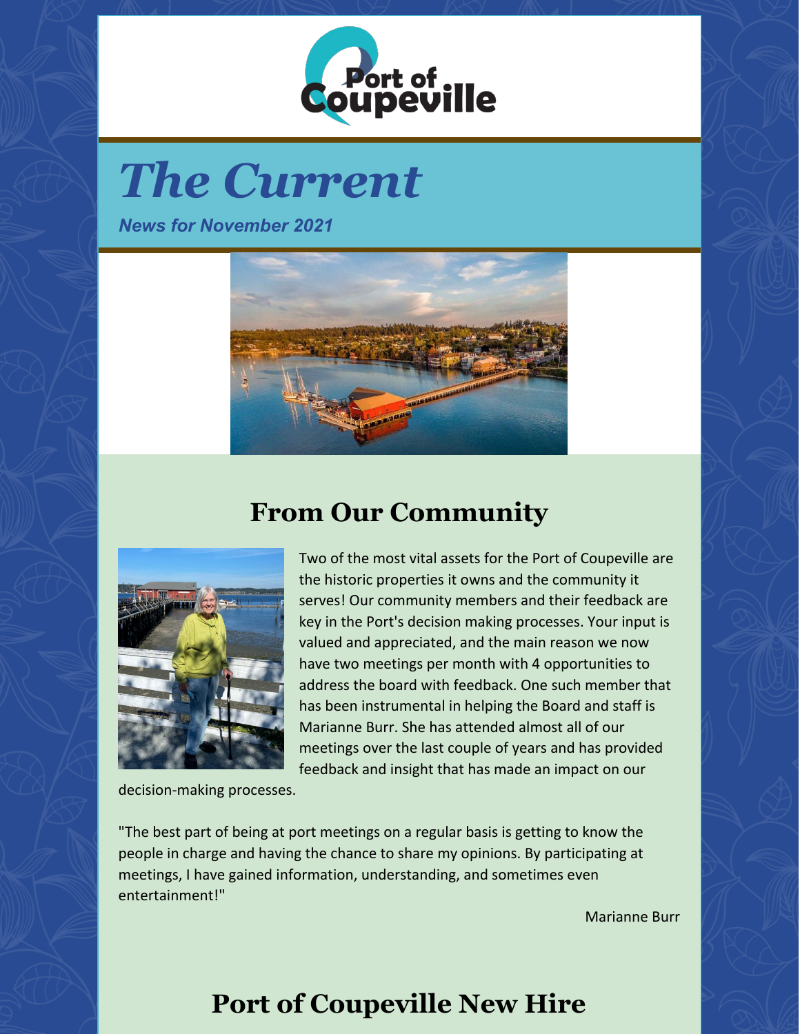Port of Coupeville

# The Current

***News for November 2021***

## From Our Community

Two of the most vital assets for the Port of Coupeville are the historic properties it owns and the community it serves! Our community members and their feedback are key in the Port's decision making processes. Your input is valued and appreciated, and the main reason we now have two meetings per month with 4 opportunities to address the board with feedback. One such member that has been instrumental in helping the Board and staff is Marianne Burr. She has attended almost all of our meetings over the last couple of years and has provided feedback and insight that has made an impact on our decision-making processes.

"The best part of being at port meetings on a regular basis is getting to know the people in charge and having the chance to share my opinions. By participating at meetings, I have gained information, understanding, and sometimes even entertainment!"

Marianne Burr

## Port of Coupeville New Hire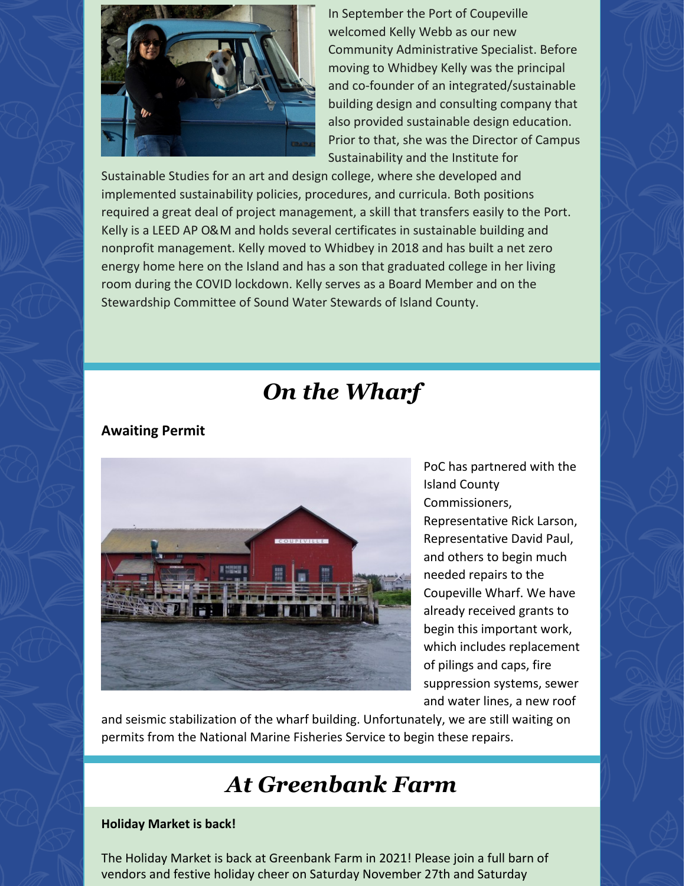In September the Port of Coupeville welcomed Kelly Webb as our new Community Administrative Specialist. Before moving to Whidbey Kelly was the principal and co-founder of an integrated/sustainable building design and consulting company that also provided sustainable design education. Prior to that, she was the Director of Campus Sustainability and the Institute for Sustainable Studies for an art and design college, where she developed and implemented sustainability policies, procedures, and curricula. Both positions required a great deal of project management, a skill that transfers easily to the Port. Kelly is a LEED AP O&M and holds several certificates in sustainable building and nonprofit management. Kelly moved to Whidbey in 2018 and has built a net zero energy home here on the Island and has a son that graduated college in her living room during the COVID lockdown. Kelly serves as a Board Member and on the Stewardship Committee of Sound Water Stewards of Island County.

# *On the Wharf*

**Awaiting Permit**

PoC has partnered with the Island County Commissioners, Representative Rick Larson, Representative David Paul, and others to begin much needed repairs to the Coupeville Wharf. We have already received grants to begin this important work, which includes replacement of pilings and caps, fire suppression systems, sewer and water lines, a new roof and seismic stabilization of the wharf building. Unfortunately, we are still waiting on permits from the National Marine Fisheries Service to begin these repairs.

# *At Greenbank Farm*

**Holiday Market is back!**

The Holiday Market is back at Greenbank Farm in 2021! Please join a full barn of vendors and festive holiday cheer on Saturday November 27th and Saturday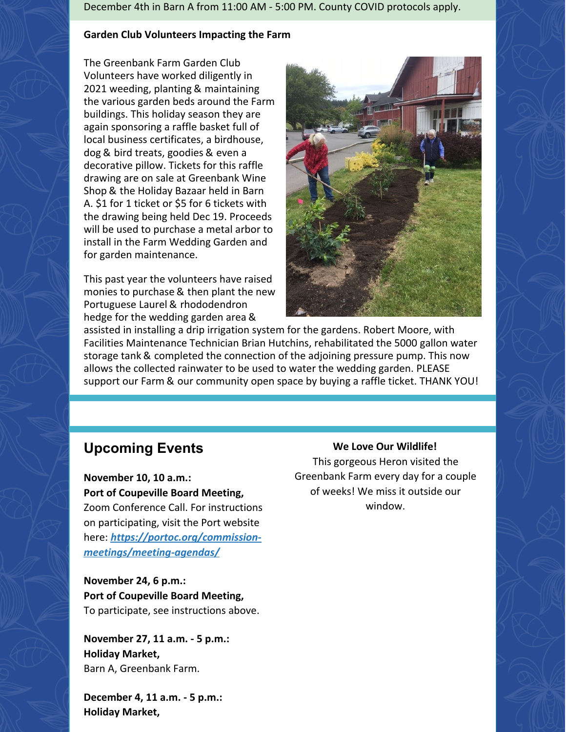December 4th in Barn A from 11:00 AM - 5:00 PM. County COVID protocols apply.

**Garden Club Volunteers Impacting the Farm**

The Greenbank Farm Garden Club Volunteers have worked diligently in 2021 weeding, planting & maintaining the various garden beds around the Farm buildings. This holiday season they are again sponsoring a raffle basket full of local business certificates, a birdhouse, dog & bird treats, goodies & even a decorative pillow. Tickets for this raffle drawing are on sale at Greenbank Wine Shop & the Holiday Bazaar held in Barn A. $1 for 1 ticket or $5 for 6 tickets with the drawing being held Dec 19. Proceeds will be used to purchase a metal arbor to install in the Farm Wedding Garden and for garden maintenance.

This past year the volunteers have raised monies to purchase & then plant the new Portuguese Laurel & rhododendron hedge for the wedding garden area & assisted in installing a drip irrigation system for the gardens. Robert Moore, with Facilities Maintenance Technician Brian Hutchins, rehabilitated the 5000 gallon water storage tank & completed the connection of the adjoining pressure pump. This now allows the collected rainwater to be used to water the wedding garden. PLEASE support our Farm & our community open space by buying a raffle ticket. THANK YOU!

## Upcoming Events

**November 10, 10 a.m.:**
**Port of Coupeville Board Meeting,**
Zoom Conference Call. For instructions on participating, visit the Port website here: ***https://portoc.org/commission-meetings/meeting-agendas/***

**November 24, 6 p.m.:**
**Port of Coupeville Board Meeting,**
To participate, see instructions above.

**November 27, 11 a.m. - 5 p.m.:**
**Holiday Market,**
Barn A, Greenbank Farm.

**December 4, 11 a.m. - 5 p.m.:**
**Holiday Market,**

**We Love Our Wildlife!**

This gorgeous Heron visited the Greenbank Farm every day for a couple of weeks! We miss it outside our window.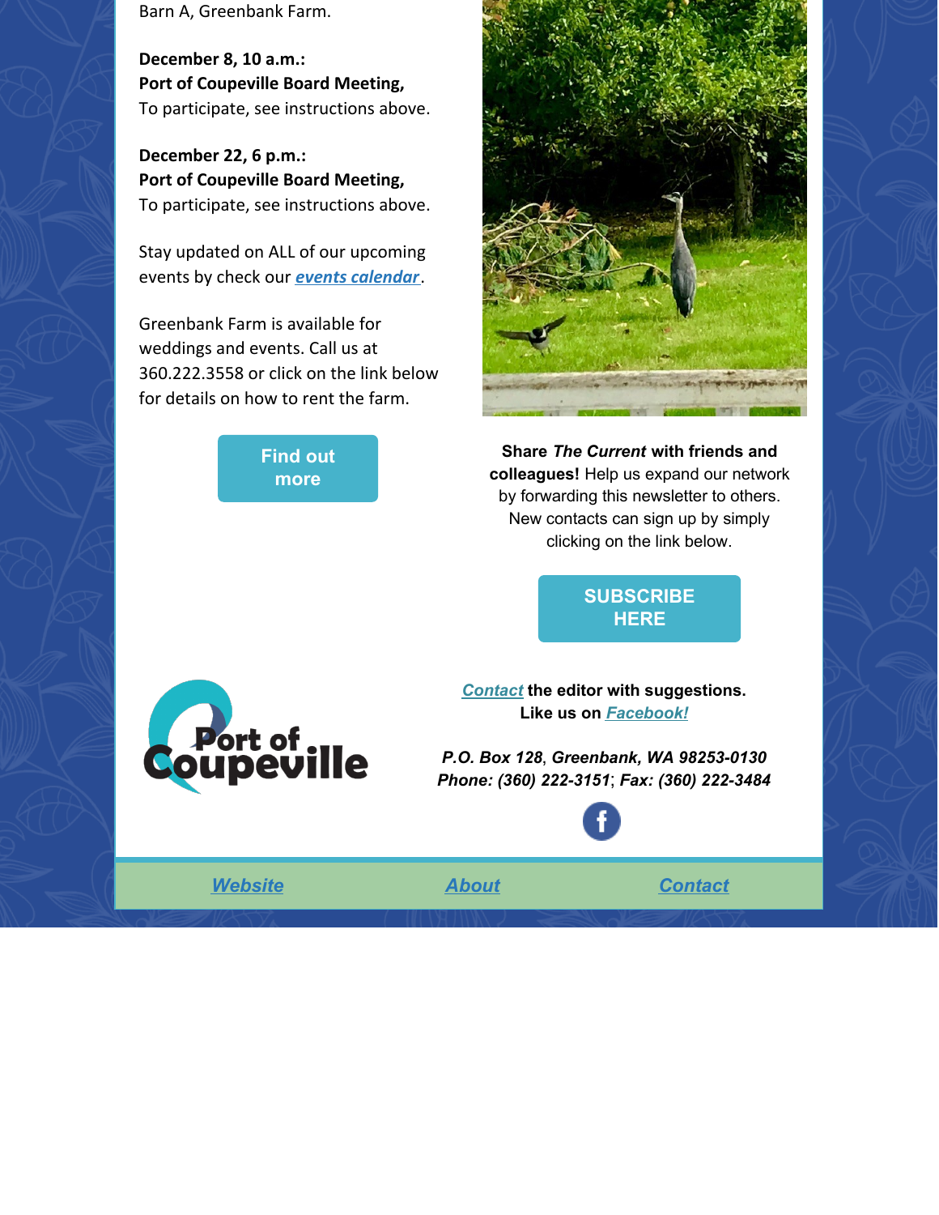Barn A, Greenbank Farm.

**December 8, 10 a.m.:**
**Port of Coupeville Board Meeting,**
To participate, see instructions above.

**December 22, 6 p.m.:**
**Port of Coupeville Board Meeting,**
To participate, see instructions above.

Stay updated on ALL of our upcoming events by check our ***events calendar***.

Greenbank Farm is available for weddings and events. Call us at 360.222.3558 or click on the link below for details on how to rent the farm.

**Find out more**

**Share *The Current* with friends and colleagues!** Help us expand our network by forwarding this newsletter to others. New contacts can sign up by simply clicking on the link below.

**SUBSCRIBE HERE**

Port of Coupeville

***Contact* the editor with suggestions.**
**Like us on *Facebook!***

***P.O. Box 128*, *Greenbank, WA 98253-0130***
***Phone: (360) 222-3151*; *Fax: (360) 222-3484***

***Website*** | ***About*** | ***Contact***